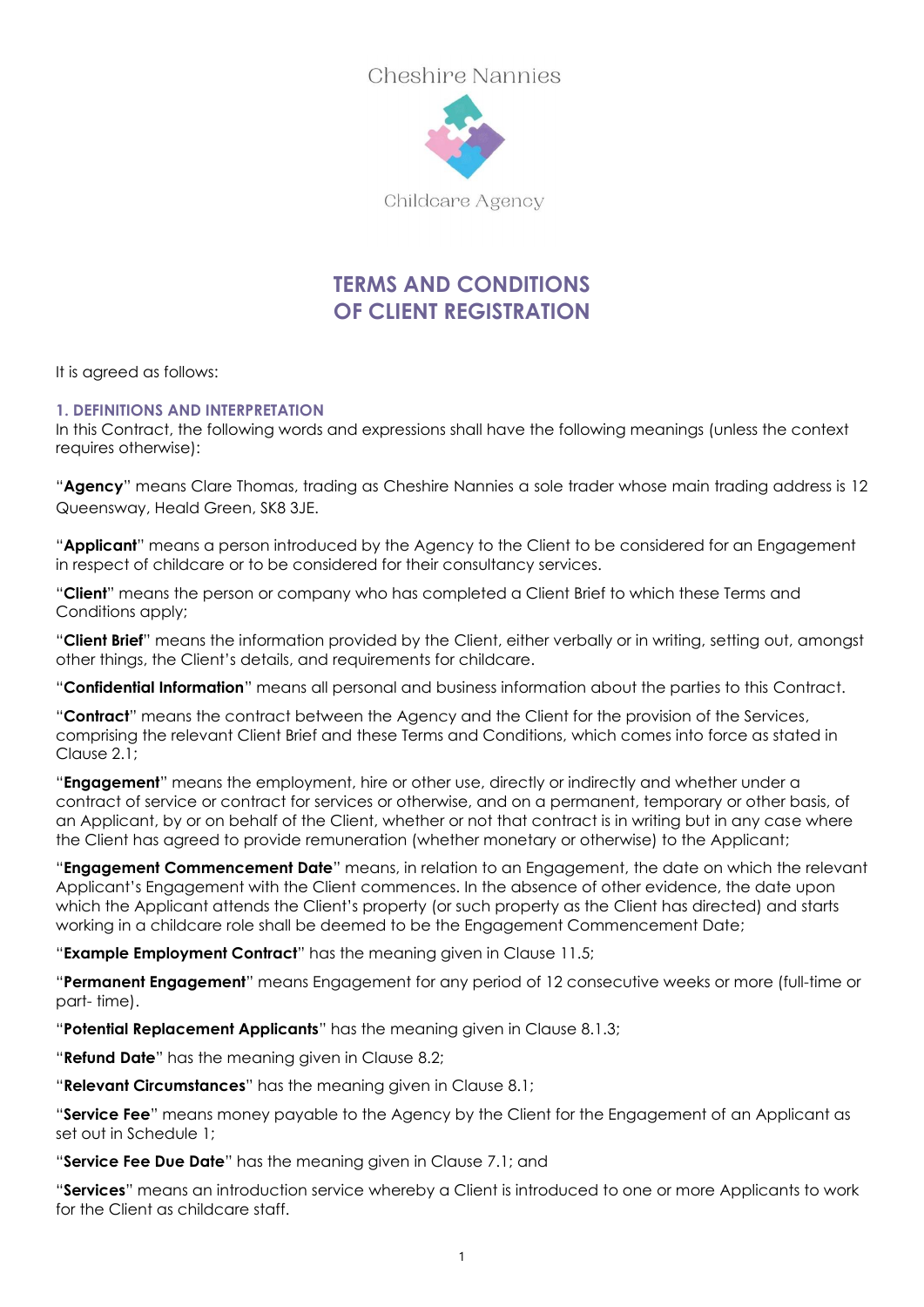Cheshire Nannies

Childcare Agency

# TERMS AND CONDITIONS OF CLIENT REGISTRATION

It is agreed as follows:

## 1. DEFINITIONS AND INTERPRETATION

In this Contract, the following words and expressions shall have the following meanings (unless the context requires otherwise):

"**Agency**" means Clare Thomas, trading as Cheshire Nannies a sole trader whose main trading address is 12 Queensway, Heald Green, SK8 3JE.

"**Applicant**" means a person introduced by the Agency to the Client to be considered for an Engagement in respect of childcare or to be considered for their consultancy services.

"**Client**" means the person or company who has completed a Client Brief to which these Terms and Conditions apply;

"**Client Brief**" means the information provided by the Client, either verbally or in writing, setting out, amongst other things, the Client's details, and requirements for childcare.

"**Confidential Information**" means all personal and business information about the parties to this Contract.

"**Contract**" means the contract between the Agency and the Client for the provision of the Services, comprising the relevant Client Brief and these Terms and Conditions, which comes into force as stated in Clause 2.1;

"**Engagement**" means the employment, hire or other use, directly or indirectly and whether under a contract of service or contract for services or otherwise, and on a permanent, temporary or other basis, of an Applicant, by or on behalf of the Client, whether or not that contract is in writing but in any case where the Client has agreed to provide remuneration (whether monetary or otherwise) to the Applicant;

"**Engagement Commencement Date**" means, in relation to an Engagement, the date on which the relevant Applicant's Engagement with the Client commences. In the absence of other evidence, the date upon which the Applicant attends the Client's property (or such property as the Client has directed) and starts working in a childcare role shall be deemed to be the Engagement Commencement Date;

"**Example Employment Contract**" has the meaning given in Clause 11.5;

"**Permanent Engagement**" means Engagement for any period of 12 consecutive weeks or more (full-time or part- time).

"**Potential Replacement Applicants**" has the meaning given in Clause 8.1.3;

"**Refund Date**" has the meaning given in Clause 8.2;

"**Relevant Circumstances**" has the meaning given in Clause 8.1;

"**Service Fee**" means money payable to the Agency by the Client for the Engagement of an Applicant as set out in Schedule 1;

"**Service Fee Due Date**" has the meaning given in Clause 7.1; and

"**Services**" means an introduction service whereby a Client is introduced to one or more Applicants to work for the Client as childcare staff.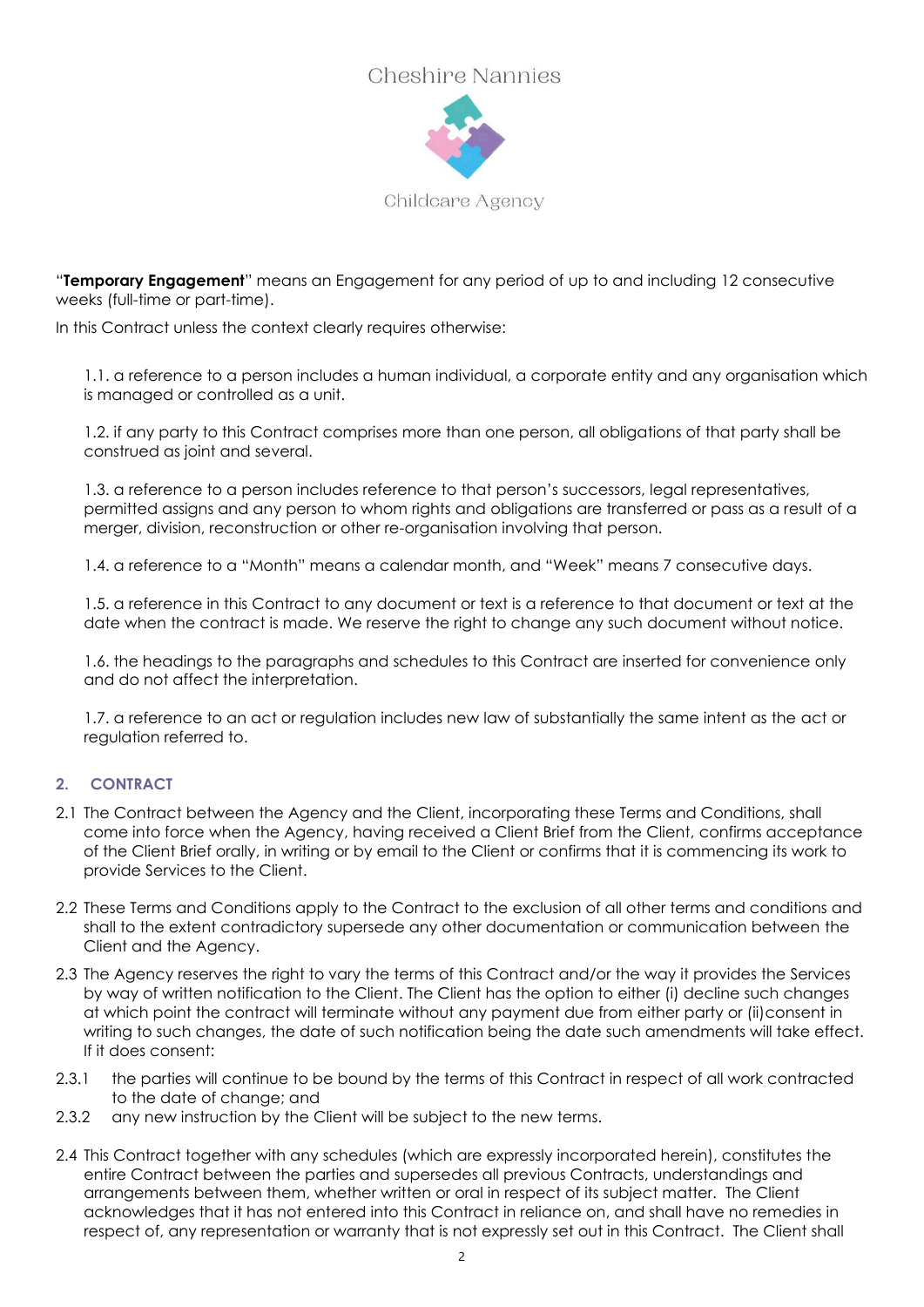"**Temporary Engagement**" means an Engagement for any period of up to and including 12 consecutive weeks (full-time or part-time).

In this Contract unless the context clearly requires otherwise:

1.1. a reference to a person includes a human individual, a corporate entity and any organisation which is managed or controlled as a unit.

1.2. if any party to this Contract comprises more than one person, all obligations of that party shall be construed as joint and several.

1.3. a reference to a person includes reference to that person's successors, legal representatives, permitted assigns and any person to whom rights and obligations are transferred or pass as a result of a merger, division, reconstruction or other re-organisation involving that person.

1.4. a reference to a "Month" means a calendar month, and "Week" means 7 consecutive days.

1.5. a reference in this Contract to any document or text is a reference to that document or text at the date when the contract is made. We reserve the right to change any such document without notice.

1.6. the headings to the paragraphs and schedules to this Contract are inserted for convenience only and do not affect the interpretation.

1.7. a reference to an act or regulation includes new law of substantially the same intent as the act or regulation referred to.

## 2. CONTRACT

2.1 The Contract between the Agency and the Client, incorporating these Terms and Conditions, shall come into force when the Agency, having received a Client Brief from the Client, confirms acceptance of the Client Brief orally, in writing or by email to the Client or confirms that it is commencing its work to provide Services to the Client.

2.2 These Terms and Conditions apply to the Contract to the exclusion of all other terms and conditions and shall to the extent contradictory supersede any other documentation or communication between the Client and the Agency.

2.3 The Agency reserves the right to vary the terms of this Contract and/or the way it provides the Services by way of written notification to the Client. The Client has the option to either (i) decline such changes at which point the contract will terminate without any payment due from either party or (ii)consent in writing to such changes, the date of such notification being the date such amendments will take effect. If it does consent:

2.3.1 the parties will continue to be bound by the terms of this Contract in respect of all work contracted to the date of change; and

2.3.2 any new instruction by the Client will be subject to the new terms.

2.4 This Contract together with any schedules (which are expressly incorporated herein), constitutes the entire Contract between the parties and supersedes all previous Contracts, understandings and arrangements between them, whether written or oral in respect of its subject matter. The Client acknowledges that it has not entered into this Contract in reliance on, and shall have no remedies in respect of, any representation or warranty that is not expressly set out in this Contract. The Client shall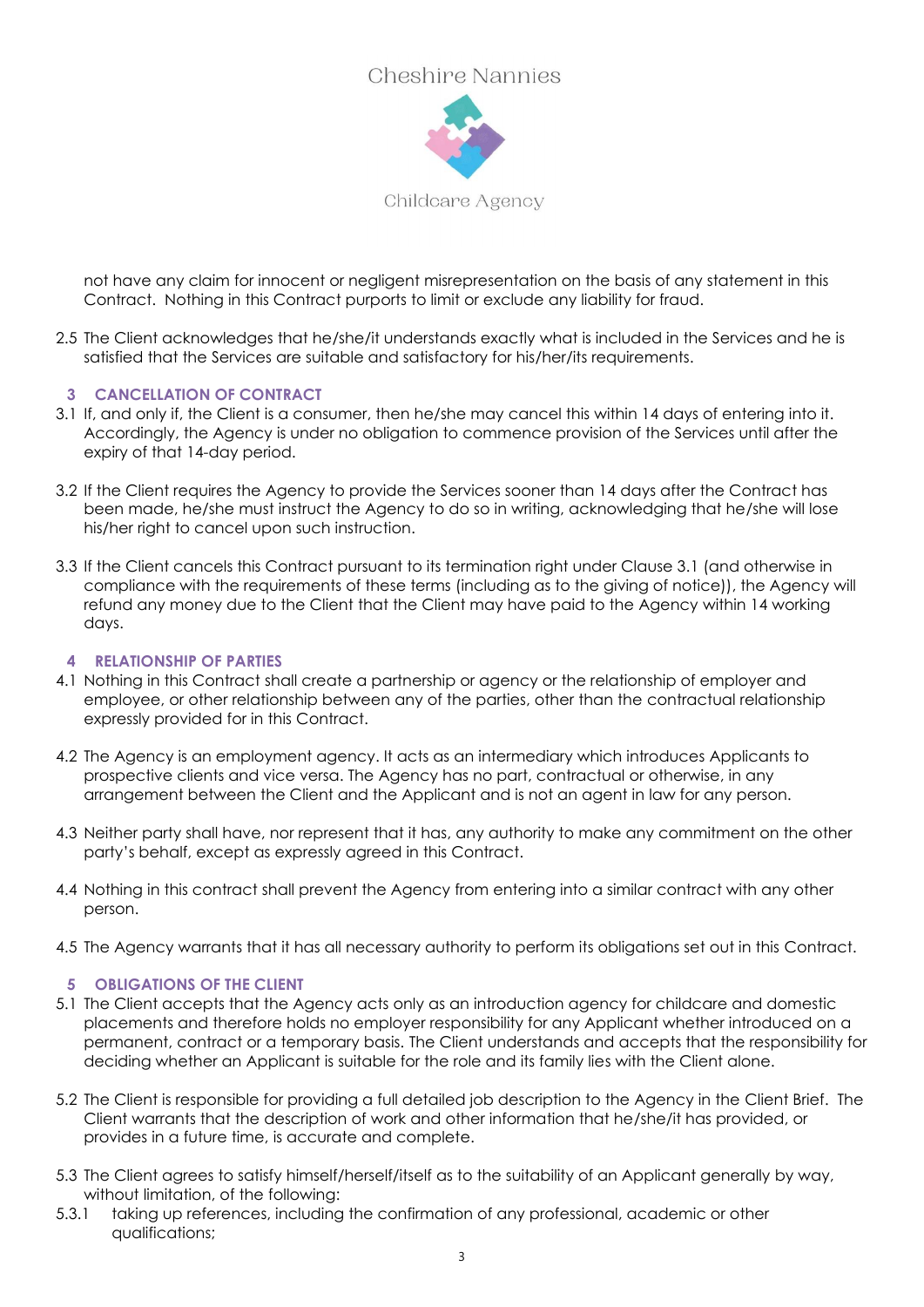not have any claim for innocent or negligent misrepresentation on the basis of any statement in this Contract. Nothing in this Contract purports to limit or exclude any liability for fraud.

2.5 The Client acknowledges that he/she/it understands exactly what is included in the Services and he is satisfied that the Services are suitable and satisfactory for his/her/its requirements.

## 3 CANCELLATION OF CONTRACT

3.1 If, and only if, the Client is a consumer, then he/she may cancel this within 14 days of entering into it. Accordingly, the Agency is under no obligation to commence provision of the Services until after the expiry of that 14-day period.

3.2 If the Client requires the Agency to provide the Services sooner than 14 days after the Contract has been made, he/she must instruct the Agency to do so in writing, acknowledging that he/she will lose his/her right to cancel upon such instruction.

3.3 If the Client cancels this Contract pursuant to its termination right under Clause 3.1 (and otherwise in compliance with the requirements of these terms (including as to the giving of notice)), the Agency will refund any money due to the Client that the Client may have paid to the Agency within 14 working days.

## 4 RELATIONSHIP OF PARTIES

4.1 Nothing in this Contract shall create a partnership or agency or the relationship of employer and employee, or other relationship between any of the parties, other than the contractual relationship expressly provided for in this Contract.

4.2 The Agency is an employment agency. It acts as an intermediary which introduces Applicants to prospective clients and vice versa. The Agency has no part, contractual or otherwise, in any arrangement between the Client and the Applicant and is not an agent in law for any person.

4.3 Neither party shall have, nor represent that it has, any authority to make any commitment on the other party's behalf, except as expressly agreed in this Contract.

4.4 Nothing in this contract shall prevent the Agency from entering into a similar contract with any other person.

4.5 The Agency warrants that it has all necessary authority to perform its obligations set out in this Contract.

## 5 OBLIGATIONS OF THE CLIENT

5.1 The Client accepts that the Agency acts only as an introduction agency for childcare and domestic placements and therefore holds no employer responsibility for any Applicant whether introduced on a permanent, contract or a temporary basis. The Client understands and accepts that the responsibility for deciding whether an Applicant is suitable for the role and its family lies with the Client alone.

5.2 The Client is responsible for providing a full detailed job description to the Agency in the Client Brief. The Client warrants that the description of work and other information that he/she/it has provided, or provides in a future time, is accurate and complete.

5.3 The Client agrees to satisfy himself/herself/itself as to the suitability of an Applicant generally by way, without limitation, of the following:

5.3.1 taking up references, including the confirmation of any professional, academic or other qualifications;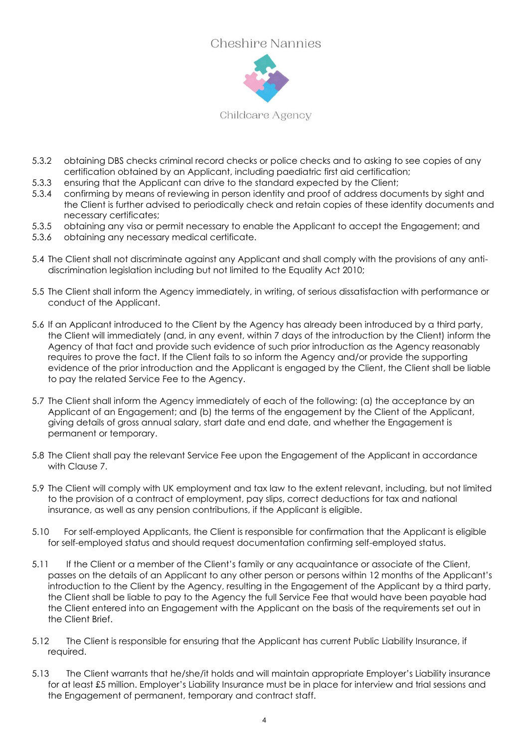5.3.2 obtaining DBS checks criminal record checks or police checks and to asking to see copies of any certification obtained by an Applicant, including paediatric first aid certification;

5.3.3 ensuring that the Applicant can drive to the standard expected by the Client;

5.3.4 confirming by means of reviewing in person identity and proof of address documents by sight and the Client is further advised to periodically check and retain copies of these identity documents and necessary certificates;

5.3.5 obtaining any visa or permit necessary to enable the Applicant to accept the Engagement; and

5.3.6 obtaining any necessary medical certificate.

5.4 The Client shall not discriminate against any Applicant and shall comply with the provisions of any anti-discrimination legislation including but not limited to the Equality Act 2010;

5.5 The Client shall inform the Agency immediately, in writing, of serious dissatisfaction with performance or conduct of the Applicant.

5.6 If an Applicant introduced to the Client by the Agency has already been introduced by a third party, the Client will immediately (and, in any event, within 7 days of the introduction by the Client) inform the Agency of that fact and provide such evidence of such prior introduction as the Agency reasonably requires to prove the fact. If the Client fails to so inform the Agency and/or provide the supporting evidence of the prior introduction and the Applicant is engaged by the Client, the Client shall be liable to pay the related Service Fee to the Agency.

5.7 The Client shall inform the Agency immediately of each of the following: (a) the acceptance by an Applicant of an Engagement; and (b) the terms of the engagement by the Client of the Applicant, giving details of gross annual salary, start date and end date, and whether the Engagement is permanent or temporary.

5.8 The Client shall pay the relevant Service Fee upon the Engagement of the Applicant in accordance with Clause 7.

5.9 The Client will comply with UK employment and tax law to the extent relevant, including, but not limited to the provision of a contract of employment, pay slips, correct deductions for tax and national insurance, as well as any pension contributions, if the Applicant is eligible.

5.10 For self-employed Applicants, the Client is responsible for confirmation that the Applicant is eligible for self-employed status and should request documentation confirming self-employed status.

5.11 If the Client or a member of the Client's family or any acquaintance or associate of the Client, passes on the details of an Applicant to any other person or persons within 12 months of the Applicant's introduction to the Client by the Agency, resulting in the Engagement of the Applicant by a third party, the Client shall be liable to pay to the Agency the full Service Fee that would have been payable had the Client entered into an Engagement with the Applicant on the basis of the requirements set out in the Client Brief.

5.12 The Client is responsible for ensuring that the Applicant has current Public Liability Insurance, if required.

5.13 The Client warrants that he/she/it holds and will maintain appropriate Employer's Liability insurance for at least £5 million. Employer's Liability Insurance must be in place for interview and trial sessions and the Engagement of permanent, temporary and contract staff.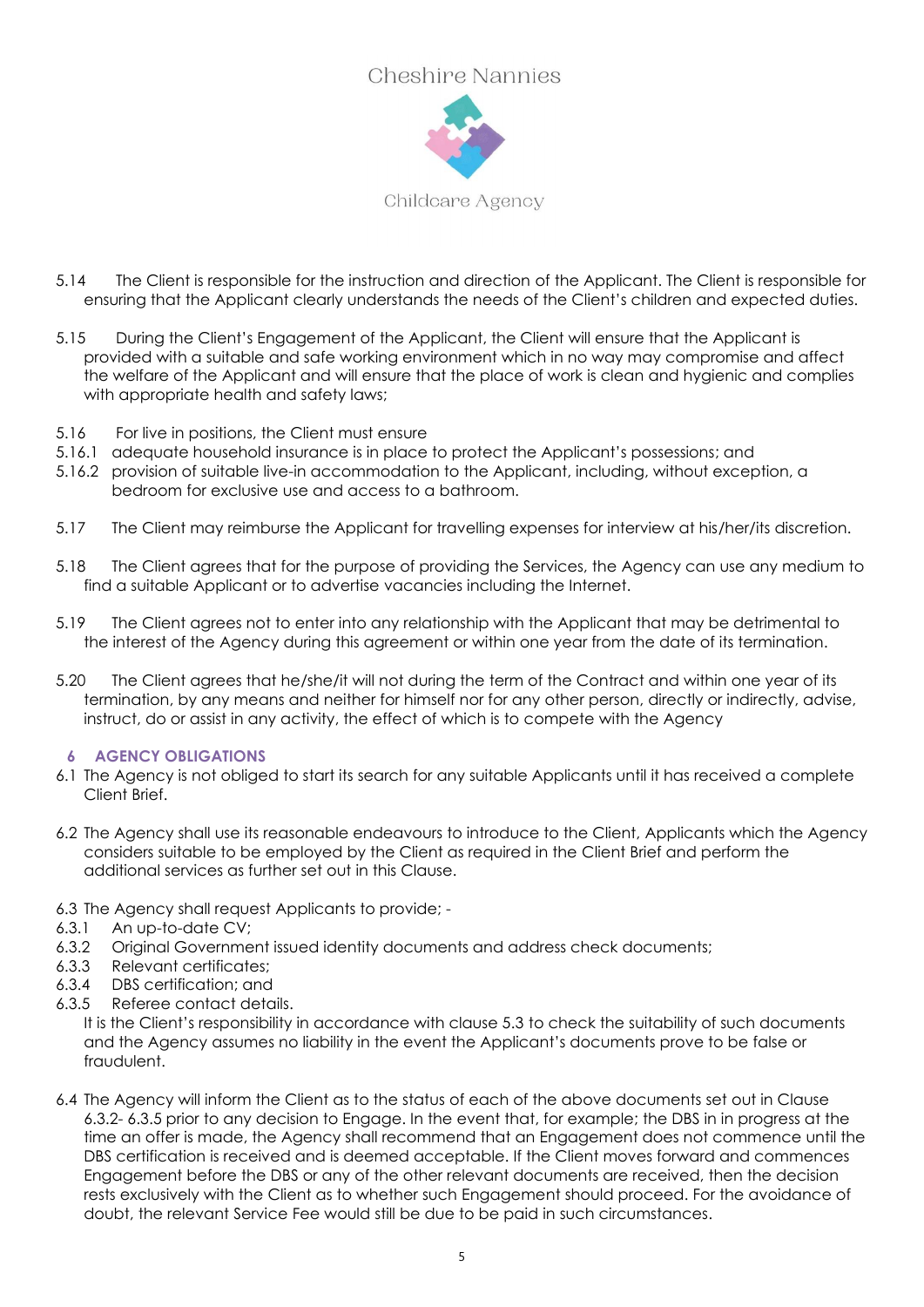5.14 The Client is responsible for the instruction and direction of the Applicant. The Client is responsible for ensuring that the Applicant clearly understands the needs of the Client's children and expected duties.

5.15 During the Client's Engagement of the Applicant, the Client will ensure that the Applicant is provided with a suitable and safe working environment which in no way may compromise and affect the welfare of the Applicant and will ensure that the place of work is clean and hygienic and complies with appropriate health and safety laws;

5.16 For live in positions, the Client must ensure
5.16.1 adequate household insurance is in place to protect the Applicant's possessions; and
5.16.2 provision of suitable live-in accommodation to the Applicant, including, without exception, a bedroom for exclusive use and access to a bathroom.

5.17 The Client may reimburse the Applicant for travelling expenses for interview at his/her/its discretion.

5.18 The Client agrees that for the purpose of providing the Services, the Agency can use any medium to find a suitable Applicant or to advertise vacancies including the Internet.

5.19 The Client agrees not to enter into any relationship with the Applicant that may be detrimental to the interest of the Agency during this agreement or within one year from the date of its termination.

5.20 The Client agrees that he/she/it will not during the term of the Contract and within one year of its termination, by any means and neither for himself nor for any other person, directly or indirectly, advise, instruct, do or assist in any activity, the effect of which is to compete with the Agency

## 6 AGENCY OBLIGATIONS

6.1 The Agency is not obliged to start its search for any suitable Applicants until it has received a complete Client Brief.

6.2 The Agency shall use its reasonable endeavours to introduce to the Client, Applicants which the Agency considers suitable to be employed by the Client as required in the Client Brief and perform the additional services as further set out in this Clause.

6.3 The Agency shall request Applicants to provide; -
6.3.1 An up-to-date CV;
6.3.2 Original Government issued identity documents and address check documents;
6.3.3 Relevant certificates;
6.3.4 DBS certification; and
6.3.5 Referee contact details.
It is the Client's responsibility in accordance with clause 5.3 to check the suitability of such documents and the Agency assumes no liability in the event the Applicant's documents prove to be false or fraudulent.

6.4 The Agency will inform the Client as to the status of each of the above documents set out in Clause 6.3.2- 6.3.5 prior to any decision to Engage. In the event that, for example; the DBS in in progress at the time an offer is made, the Agency shall recommend that an Engagement does not commence until the DBS certification is received and is deemed acceptable. If the Client moves forward and commences Engagement before the DBS or any of the other relevant documents are received, then the decision rests exclusively with the Client as to whether such Engagement should proceed. For the avoidance of doubt, the relevant Service Fee would still be due to be paid in such circumstances.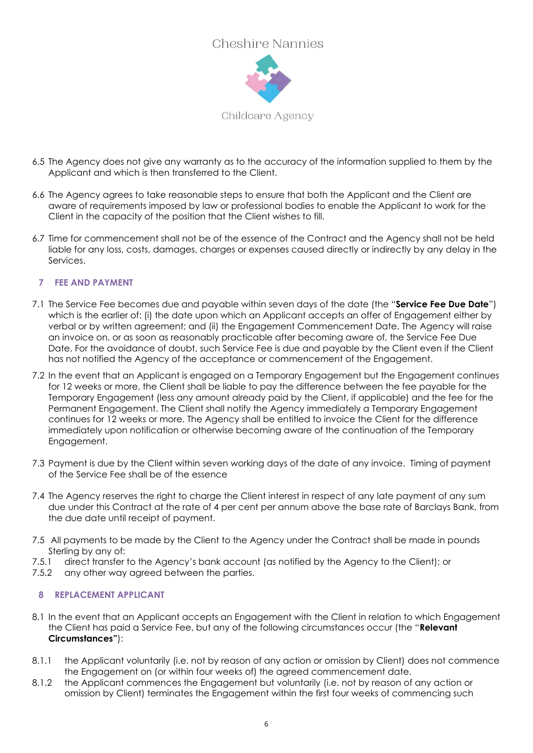6.5 The Agency does not give any warranty as to the accuracy of the information supplied to them by the Applicant and which is then transferred to the Client.

6.6 The Agency agrees to take reasonable steps to ensure that both the Applicant and the Client are aware of requirements imposed by law or professional bodies to enable the Applicant to work for the Client in the capacity of the position that the Client wishes to fill.

6.7 Time for commencement shall not be of the essence of the Contract and the Agency shall not be held liable for any loss, costs, damages, charges or expenses caused directly or indirectly by any delay in the Services.

## 7 FEE AND PAYMENT

7.1 The Service Fee becomes due and payable within seven days of the date (the "**Service Fee Due Date**") which is the earlier of: (i) the date upon which an Applicant accepts an offer of Engagement either by verbal or by written agreement; and (ii) the Engagement Commencement Date. The Agency will raise an invoice on, or as soon as reasonably practicable after becoming aware of, the Service Fee Due Date. For the avoidance of doubt, such Service Fee is due and payable by the Client even if the Client has not notified the Agency of the acceptance or commencement of the Engagement.

7.2 In the event that an Applicant is engaged on a Temporary Engagement but the Engagement continues for 12 weeks or more, the Client shall be liable to pay the difference between the fee payable for the Temporary Engagement (less any amount already paid by the Client, if applicable) and the fee for the Permanent Engagement. The Client shall notify the Agency immediately a Temporary Engagement continues for 12 weeks or more. The Agency shall be entitled to invoice the Client for the difference immediately upon notification or otherwise becoming aware of the continuation of the Temporary Engagement.

7.3 Payment is due by the Client within seven working days of the date of any invoice. Timing of payment of the Service Fee shall be of the essence

7.4 The Agency reserves the right to charge the Client interest in respect of any late payment of any sum due under this Contract at the rate of 4 per cent per annum above the base rate of Barclays Bank, from the due date until receipt of payment.

7.5 All payments to be made by the Client to the Agency under the Contract shall be made in pounds Sterling by any of:

7.5.1 direct transfer to the Agency's bank account (as notified by the Agency to the Client); or

7.5.2 any other way agreed between the parties.

## 8 REPLACEMENT APPLICANT

8.1 In the event that an Applicant accepts an Engagement with the Client in relation to which Engagement the Client has paid a Service Fee, but any of the following circumstances occur (the "**Relevant Circumstances"**):

8.1.1 the Applicant voluntarily (i.e. not by reason of any action or omission by Client) does not commence the Engagement on (or within four weeks of) the agreed commencement date.

8.1.2 the Applicant commences the Engagement but voluntarily (i.e. not by reason of any action or omission by Client) terminates the Engagement within the first four weeks of commencing such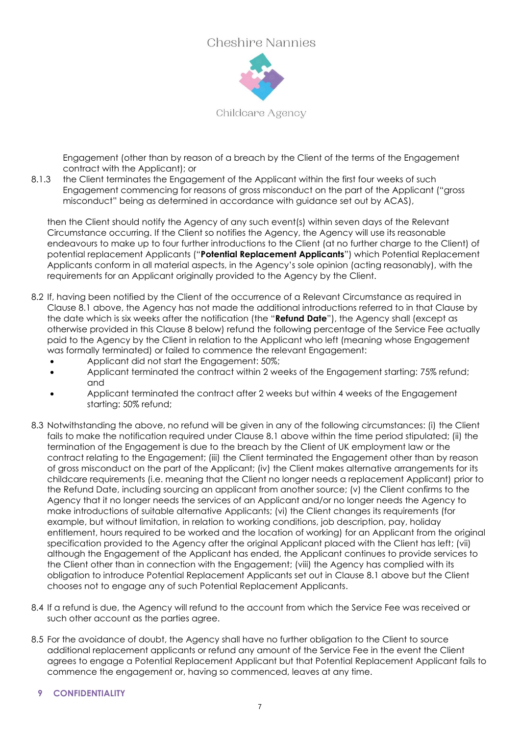Engagement (other than by reason of a breach by the Client of the terms of the Engagement contract with the Applicant); or

8.1.3 the Client terminates the Engagement of the Applicant within the first four weeks of such Engagement commencing for reasons of gross misconduct on the part of the Applicant ("gross misconduct" being as determined in accordance with guidance set out by ACAS),

then the Client should notify the Agency of any such event(s) within seven days of the Relevant Circumstance occurring. If the Client so notifies the Agency, the Agency will use its reasonable endeavours to make up to four further introductions to the Client (at no further charge to the Client) of potential replacement Applicants ("**Potential Replacement Applicants**") which Potential Replacement Applicants conform in all material aspects, in the Agency's sole opinion (acting reasonably), with the requirements for an Applicant originally provided to the Agency by the Client.

8.2 If, having been notified by the Client of the occurrence of a Relevant Circumstance as required in Clause 8.1 above, the Agency has not made the additional introductions referred to in that Clause by the date which is six weeks after the notification (the "**Refund Date**"), the Agency shall (except as otherwise provided in this Clause 8 below) refund the following percentage of the Service Fee actually paid to the Agency by the Client in relation to the Applicant who left (meaning whose Engagement was formally terminated) or failed to commence the relevant Engagement:

- Applicant did not start the Engagement: 50%;
- Applicant terminated the contract within 2 weeks of the Engagement starting: 75% refund; and
- Applicant terminated the contract after 2 weeks but within 4 weeks of the Engagement starting: 50% refund;

8.3 Notwithstanding the above, no refund will be given in any of the following circumstances: (i) the Client fails to make the notification required under Clause 8.1 above within the time period stipulated; (ii) the termination of the Engagement is due to the breach by the Client of UK employment law or the contract relating to the Engagement; (iii) the Client terminated the Engagement other than by reason of gross misconduct on the part of the Applicant; (iv) the Client makes alternative arrangements for its childcare requirements (i.e. meaning that the Client no longer needs a replacement Applicant) prior to the Refund Date, including sourcing an applicant from another source; (v) the Client confirms to the Agency that it no longer needs the services of an Applicant and/or no longer needs the Agency to make introductions of suitable alternative Applicants; (vi) the Client changes its requirements (for example, but without limitation, in relation to working conditions, job description, pay, holiday entitlement, hours required to be worked and the location of working) for an Applicant from the original specification provided to the Agency after the original Applicant placed with the Client has left; (vii) although the Engagement of the Applicant has ended, the Applicant continues to provide services to the Client other than in connection with the Engagement; (viii) the Agency has complied with its obligation to introduce Potential Replacement Applicants set out in Clause 8.1 above but the Client chooses not to engage any of such Potential Replacement Applicants.

8.4 If a refund is due, the Agency will refund to the account from which the Service Fee was received or such other account as the parties agree.

8.5 For the avoidance of doubt, the Agency shall have no further obligation to the Client to source additional replacement applicants or refund any amount of the Service Fee in the event the Client agrees to engage a Potential Replacement Applicant but that Potential Replacement Applicant fails to commence the engagement or, having so commenced, leaves at any time.

## 9 CONFIDENTIALITY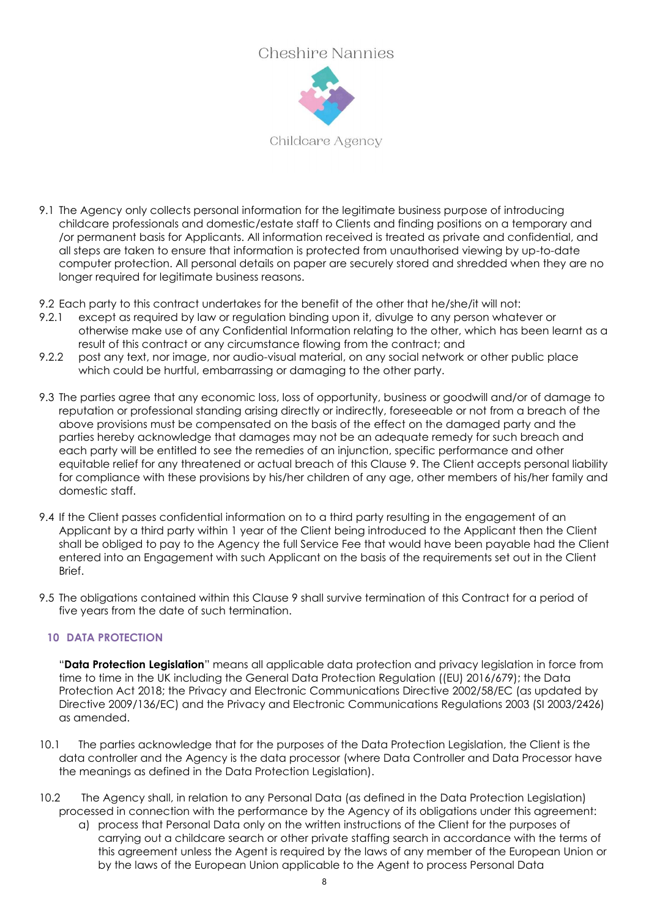9.1 The Agency only collects personal information for the legitimate business purpose of introducing childcare professionals and domestic/estate staff to Clients and finding positions on a temporary and /or permanent basis for Applicants. All information received is treated as private and confidential, and all steps are taken to ensure that information is protected from unauthorised viewing by up-to-date computer protection. All personal details on paper are securely stored and shredded when they are no longer required for legitimate business reasons.

9.2 Each party to this contract undertakes for the benefit of the other that he/she/it will not:

9.2.1 except as required by law or regulation binding upon it, divulge to any person whatever or otherwise make use of any Confidential Information relating to the other, which has been learnt as a result of this contract or any circumstance flowing from the contract; and

9.2.2 post any text, nor image, nor audio-visual material, on any social network or other public place which could be hurtful, embarrassing or damaging to the other party.

9.3 The parties agree that any economic loss, loss of opportunity, business or goodwill and/or of damage to reputation or professional standing arising directly or indirectly, foreseeable or not from a breach of the above provisions must be compensated on the basis of the effect on the damaged party and the parties hereby acknowledge that damages may not be an adequate remedy for such breach and each party will be entitled to see the remedies of an injunction, specific performance and other equitable relief for any threatened or actual breach of this Clause 9. The Client accepts personal liability for compliance with these provisions by his/her children of any age, other members of his/her family and domestic staff.

9.4 If the Client passes confidential information on to a third party resulting in the engagement of an Applicant by a third party within 1 year of the Client being introduced to the Applicant then the Client shall be obliged to pay to the Agency the full Service Fee that would have been payable had the Client entered into an Engagement with such Applicant on the basis of the requirements set out in the Client Brief.

9.5 The obligations contained within this Clause 9 shall survive termination of this Contract for a period of five years from the date of such termination.

## 10 DATA PROTECTION

"**Data Protection Legislation**" means all applicable data protection and privacy legislation in force from time to time in the UK including the General Data Protection Regulation ((EU) 2016/679); the Data Protection Act 2018; the Privacy and Electronic Communications Directive 2002/58/EC (as updated by Directive 2009/136/EC) and the Privacy and Electronic Communications Regulations 2003 (SI 2003/2426) as amended.

10.1 The parties acknowledge that for the purposes of the Data Protection Legislation, the Client is the data controller and the Agency is the data processor (where Data Controller and Data Processor have the meanings as defined in the Data Protection Legislation).

10.2 The Agency shall, in relation to any Personal Data (as defined in the Data Protection Legislation) processed in connection with the performance by the Agency of its obligations under this agreement:

a) process that Personal Data only on the written instructions of the Client for the purposes of carrying out a childcare search or other private staffing search in accordance with the terms of this agreement unless the Agent is required by the laws of any member of the European Union or by the laws of the European Union applicable to the Agent to process Personal Data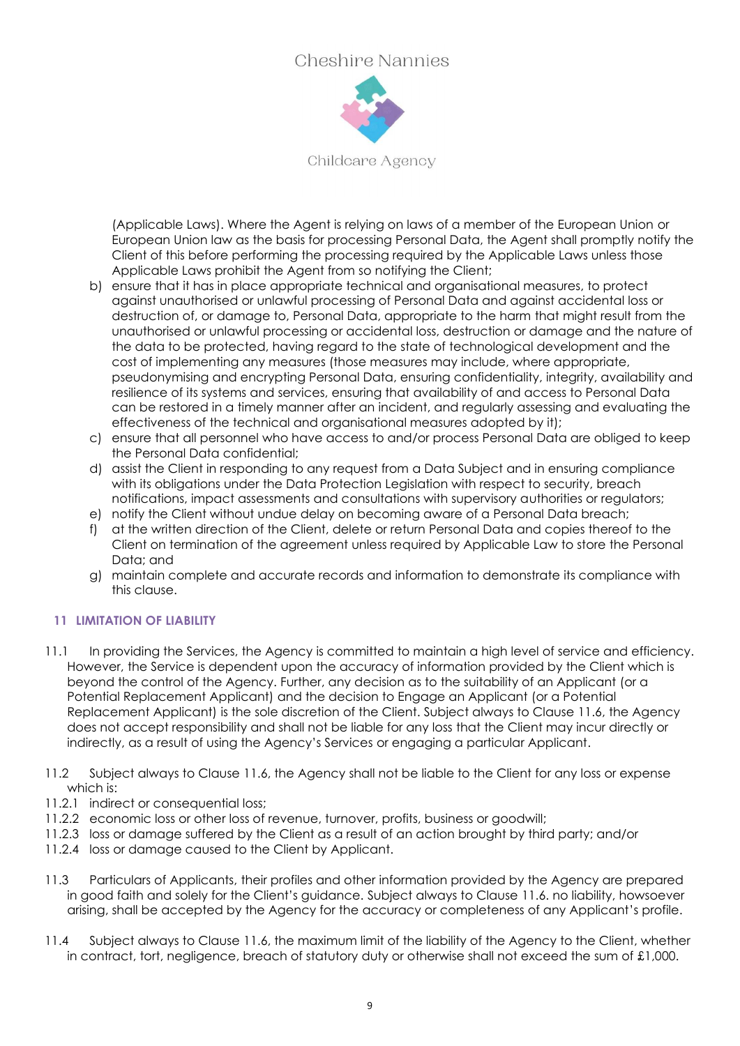(Applicable Laws). Where the Agent is relying on laws of a member of the European Union or European Union law as the basis for processing Personal Data, the Agent shall promptly notify the Client of this before performing the processing required by the Applicable Laws unless those Applicable Laws prohibit the Agent from so notifying the Client;

b) ensure that it has in place appropriate technical and organisational measures, to protect against unauthorised or unlawful processing of Personal Data and against accidental loss or destruction of, or damage to, Personal Data, appropriate to the harm that might result from the unauthorised or unlawful processing or accidental loss, destruction or damage and the nature of the data to be protected, having regard to the state of technological development and the cost of implementing any measures (those measures may include, where appropriate, pseudonymising and encrypting Personal Data, ensuring confidentiality, integrity, availability and resilience of its systems and services, ensuring that availability of and access to Personal Data can be restored in a timely manner after an incident, and regularly assessing and evaluating the effectiveness of the technical and organisational measures adopted by it);

c) ensure that all personnel who have access to and/or process Personal Data are obliged to keep the Personal Data confidential;

d) assist the Client in responding to any request from a Data Subject and in ensuring compliance with its obligations under the Data Protection Legislation with respect to security, breach notifications, impact assessments and consultations with supervisory authorities or regulators;

e) notify the Client without undue delay on becoming aware of a Personal Data breach;

f) at the written direction of the Client, delete or return Personal Data and copies thereof to the Client on termination of the agreement unless required by Applicable Law to store the Personal Data; and

g) maintain complete and accurate records and information to demonstrate its compliance with this clause.

## 11 LIMITATION OF LIABILITY

11.1 In providing the Services, the Agency is committed to maintain a high level of service and efficiency. However, the Service is dependent upon the accuracy of information provided by the Client which is beyond the control of the Agency. Further, any decision as to the suitability of an Applicant (or a Potential Replacement Applicant) and the decision to Engage an Applicant (or a Potential Replacement Applicant) is the sole discretion of the Client. Subject always to Clause 11.6, the Agency does not accept responsibility and shall not be liable for any loss that the Client may incur directly or indirectly, as a result of using the Agency's Services or engaging a particular Applicant.

11.2 Subject always to Clause 11.6, the Agency shall not be liable to the Client for any loss or expense which is:

11.2.1 indirect or consequential loss;
11.2.2 economic loss or other loss of revenue, turnover, profits, business or goodwill;
11.2.3 loss or damage suffered by the Client as a result of an action brought by third party; and/or
11.2.4 loss or damage caused to the Client by Applicant.

11.3 Particulars of Applicants, their profiles and other information provided by the Agency are prepared in good faith and solely for the Client's guidance. Subject always to Clause 11.6. no liability, howsoever arising, shall be accepted by the Agency for the accuracy or completeness of any Applicant's profile.

11.4 Subject always to Clause 11.6, the maximum limit of the liability of the Agency to the Client, whether in contract, tort, negligence, breach of statutory duty or otherwise shall not exceed the sum of £1,000.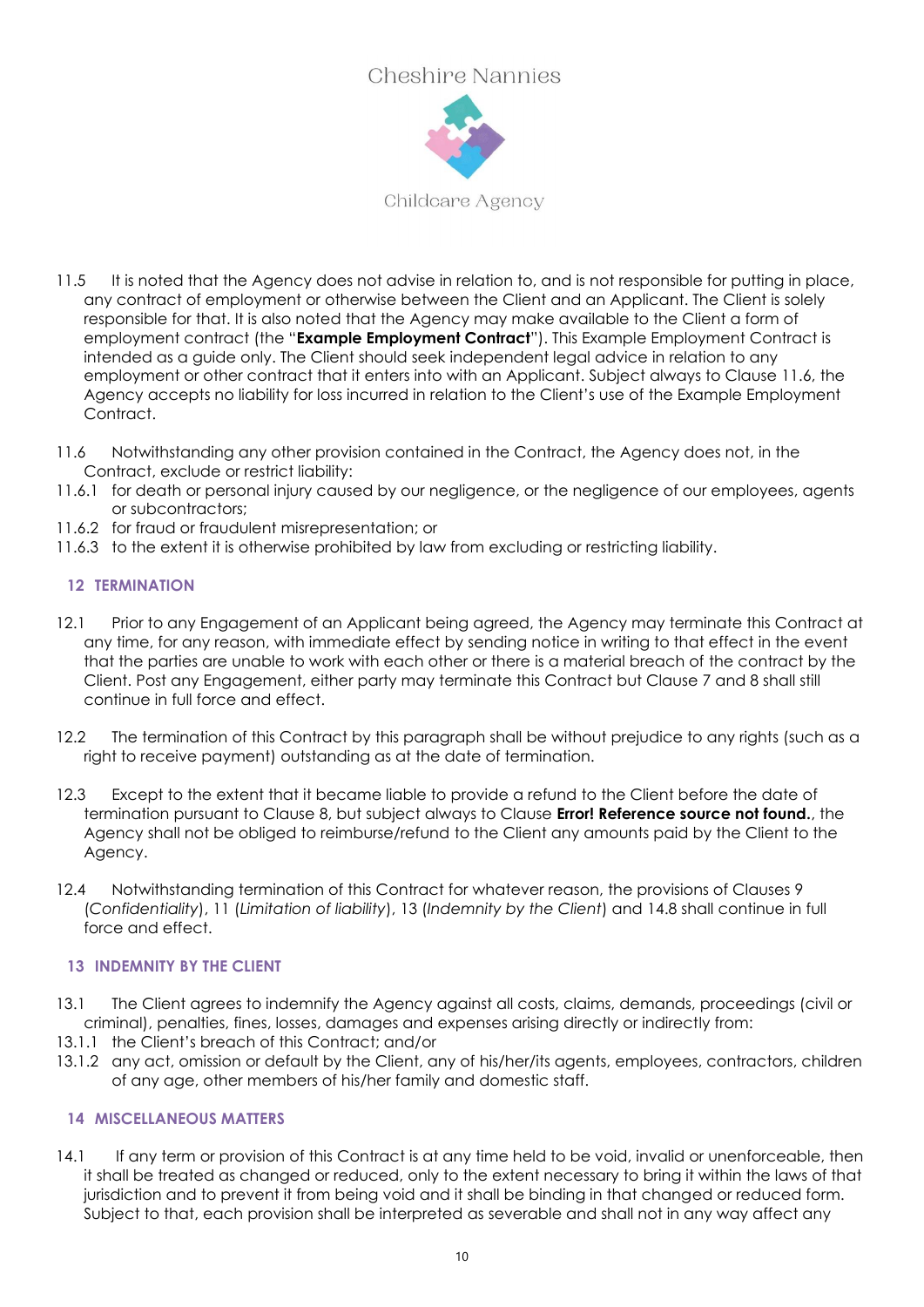11.5 It is noted that the Agency does not advise in relation to, and is not responsible for putting in place, any contract of employment or otherwise between the Client and an Applicant. The Client is solely responsible for that. It is also noted that the Agency may make available to the Client a form of employment contract (the "**Example Employment Contract**"). This Example Employment Contract is intended as a guide only. The Client should seek independent legal advice in relation to any employment or other contract that it enters into with an Applicant. Subject always to Clause 11.6, the Agency accepts no liability for loss incurred in relation to the Client's use of the Example Employment Contract.

11.6 Notwithstanding any other provision contained in the Contract, the Agency does not, in the Contract, exclude or restrict liability:

11.6.1 for death or personal injury caused by our negligence, or the negligence of our employees, agents or subcontractors;

11.6.2 for fraud or fraudulent misrepresentation; or

11.6.3 to the extent it is otherwise prohibited by law from excluding or restricting liability.

## 12 TERMINATION

12.1 Prior to any Engagement of an Applicant being agreed, the Agency may terminate this Contract at any time, for any reason, with immediate effect by sending notice in writing to that effect in the event that the parties are unable to work with each other or there is a material breach of the contract by the Client. Post any Engagement, either party may terminate this Contract but Clause 7 and 8 shall still continue in full force and effect.

12.2 The termination of this Contract by this paragraph shall be without prejudice to any rights (such as a right to receive payment) outstanding as at the date of termination.

12.3 Except to the extent that it became liable to provide a refund to the Client before the date of termination pursuant to Clause 8, but subject always to Clause **Error! Reference source not found.**, the Agency shall not be obliged to reimburse/refund to the Client any amounts paid by the Client to the Agency.

12.4 Notwithstanding termination of this Contract for whatever reason, the provisions of Clauses 9 (*Confidentiality*), 11 (*Limitation of liability*), 13 (*Indemnity by the Client*) and 14.8 shall continue in full force and effect.

## 13 INDEMNITY BY THE CLIENT

13.1 The Client agrees to indemnify the Agency against all costs, claims, demands, proceedings (civil or criminal), penalties, fines, losses, damages and expenses arising directly or indirectly from:

13.1.1 the Client's breach of this Contract; and/or

13.1.2 any act, omission or default by the Client, any of his/her/its agents, employees, contractors, children of any age, other members of his/her family and domestic staff.

## 14 MISCELLANEOUS MATTERS

14.1 If any term or provision of this Contract is at any time held to be void, invalid or unenforceable, then it shall be treated as changed or reduced, only to the extent necessary to bring it within the laws of that jurisdiction and to prevent it from being void and it shall be binding in that changed or reduced form. Subject to that, each provision shall be interpreted as severable and shall not in any way affect any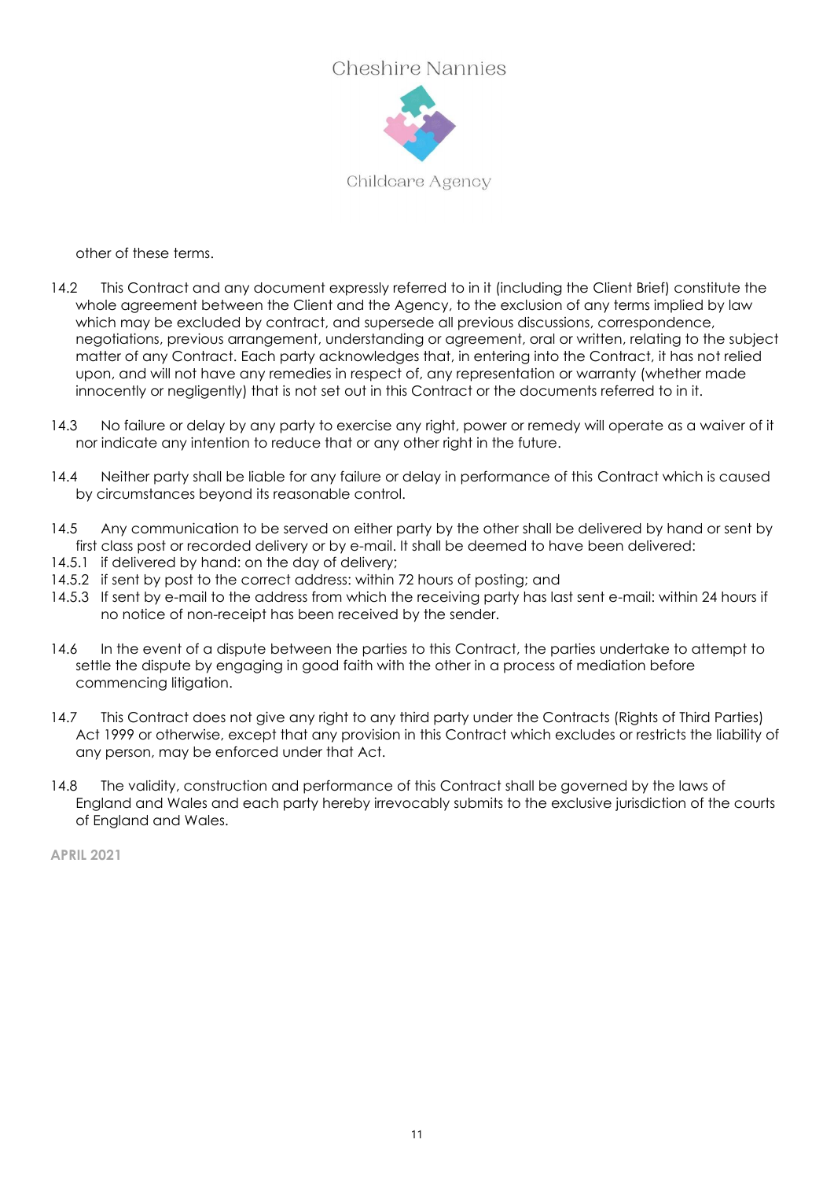other of these terms.

14.2 This Contract and any document expressly referred to in it (including the Client Brief) constitute the whole agreement between the Client and the Agency, to the exclusion of any terms implied by law which may be excluded by contract, and supersede all previous discussions, correspondence, negotiations, previous arrangement, understanding or agreement, oral or written, relating to the subject matter of any Contract. Each party acknowledges that, in entering into the Contract, it has not relied upon, and will not have any remedies in respect of, any representation or warranty (whether made innocently or negligently) that is not set out in this Contract or the documents referred to in it.

14.3 No failure or delay by any party to exercise any right, power or remedy will operate as a waiver of it nor indicate any intention to reduce that or any other right in the future.

14.4 Neither party shall be liable for any failure or delay in performance of this Contract which is caused by circumstances beyond its reasonable control.

14.5 Any communication to be served on either party by the other shall be delivered by hand or sent by first class post or recorded delivery or by e-mail. It shall be deemed to have been delivered:

14.5.1 if delivered by hand: on the day of delivery;

14.5.2 if sent by post to the correct address: within 72 hours of posting; and

14.5.3 If sent by e-mail to the address from which the receiving party has last sent e-mail: within 24 hours if no notice of non-receipt has been received by the sender.

14.6 In the event of a dispute between the parties to this Contract, the parties undertake to attempt to settle the dispute by engaging in good faith with the other in a process of mediation before commencing litigation.

14.7 This Contract does not give any right to any third party under the Contracts (Rights of Third Parties) Act 1999 or otherwise, except that any provision in this Contract which excludes or restricts the liability of any person, may be enforced under that Act.

14.8 The validity, construction and performance of this Contract shall be governed by the laws of England and Wales and each party hereby irrevocably submits to the exclusive jurisdiction of the courts of England and Wales.

**APRIL 2021**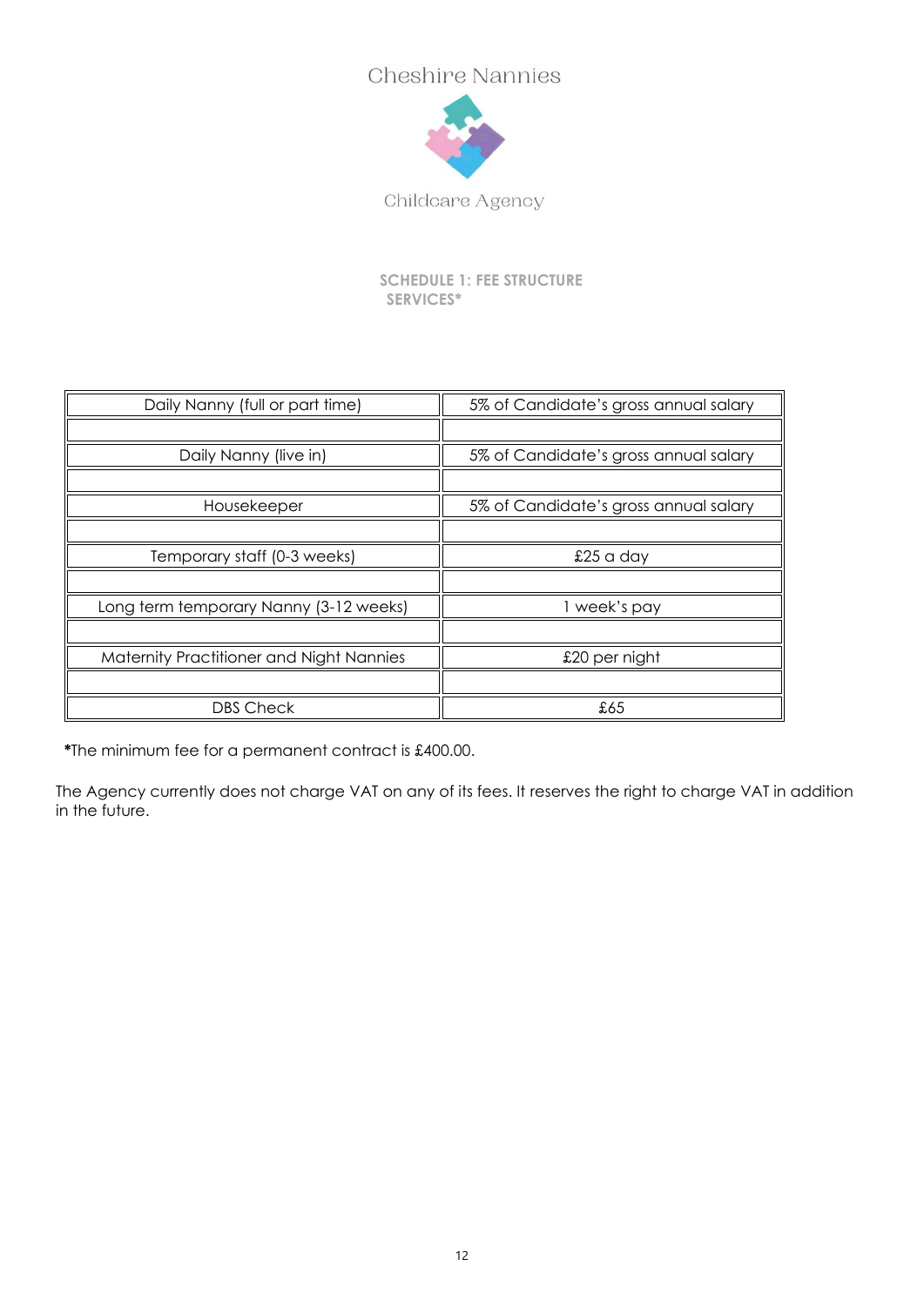Cheshire Nannies

Childcare Agency

## SCHEDULE 1: FEE STRUCTURE
## SERVICES*

| | |
|---|---|
| Daily Nanny (full or part time) | 5% of Candidate's gross annual salary |
| | |
| Daily Nanny (live in) | 5% of Candidate's gross annual salary |
| | |
| Housekeeper | 5% of Candidate's gross annual salary |
| | |
| Temporary staff (0-3 weeks) | £25 a day |
| | |
| Long term temporary Nanny (3-12 weeks) | 1 week's pay |
| | |
| Maternity Practitioner and Night Nannies | £20 per night |
| | |
| DBS Check | £65 |

*The minimum fee for a permanent contract is £400.00.

The Agency currently does not charge VAT on any of its fees. It reserves the right to charge VAT in addition in the future.